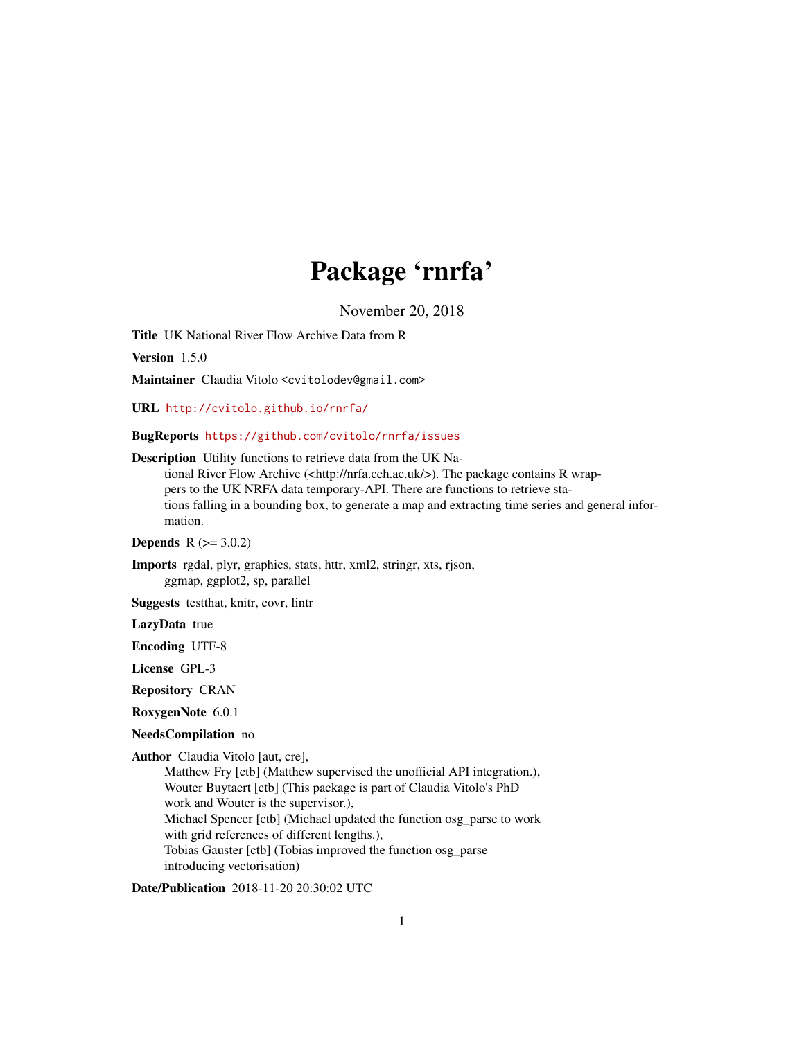# Package 'rnrfa'

November 20, 2018

**Title** UK National River Flow Archive Data from R

**Version** 1.5.0

**Maintainer** Claudia Vitolo <cvitolodev@gmail.com>

**URL** http://cvitolo.github.io/rnrfa/

**BugReports** https://github.com/cvitolo/rnrfa/issues

**Description** Utility functions to retrieve data from the UK National River Flow Archive (<http://nrfa.ceh.ac.uk/>). The package contains R wrappers to the UK NRFA data temporary-API. There are functions to retrieve stations falling in a bounding box, to generate a map and extracting time series and general information.

**Depends** R (>= 3.0.2)

**Imports** rgdal, plyr, graphics, stats, httr, xml2, stringr, xts, rjson, ggmap, ggplot2, sp, parallel

**Suggests** testthat, knitr, covr, lintr

**LazyData** true

**Encoding** UTF-8

**License** GPL-3

**Repository** CRAN

**RoxygenNote** 6.0.1

**NeedsCompilation** no

**Author** Claudia Vitolo [aut, cre],
Matthew Fry [ctb] (Matthew supervised the unofficial API integration.),
Wouter Buytaert [ctb] (This package is part of Claudia Vitolo's PhD work and Wouter is the supervisor.),
Michael Spencer [ctb] (Michael updated the function osg_parse to work with grid references of different lengths.),
Tobias Gauster [ctb] (Tobias improved the function osg_parse introducing vectorisation)

**Date/Publication** 2018-11-20 20:30:02 UTC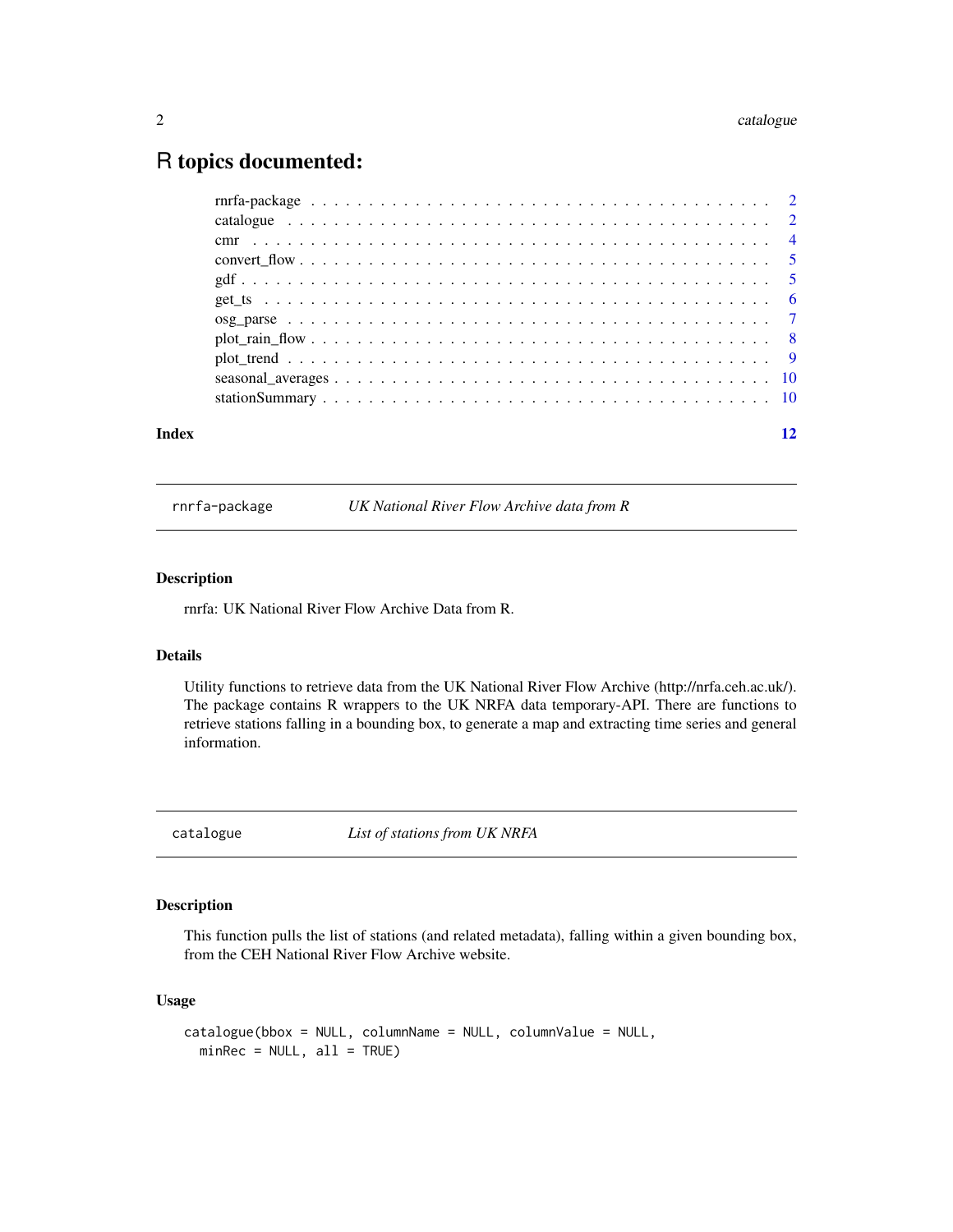# R topics documented:

| | |
|---|---|
| rnrfa-package | 2 |
| catalogue | 2 |
| cmr | 4 |
| convert_flow | 5 |
| gdf | 5 |
| get_ts | 6 |
| osg_parse | 7 |
| plot_rain_flow | 8 |
| plot_trend | 9 |
| seasonal_averages | 10 |
| stationSummary | 10 |
| **Index** | **12** |

## `rnrfa-package` *UK National River Flow Archive data from R*

### Description

rnrfa: UK National River Flow Archive Data from R.

### Details

Utility functions to retrieve data from the UK National River Flow Archive (http://nrfa.ceh.ac.uk/). The package contains R wrappers to the UK NRFA data temporary-API. There are functions to retrieve stations falling in a bounding box, to generate a map and extracting time series and general information.

## `catalogue` *List of stations from UK NRFA*

### Description

This function pulls the list of stations (and related metadata), falling within a given bounding box, from the CEH National River Flow Archive website.

### Usage

```
catalogue(bbox = NULL, columnName = NULL, columnValue = NULL,
  minRec = NULL, all = TRUE)
```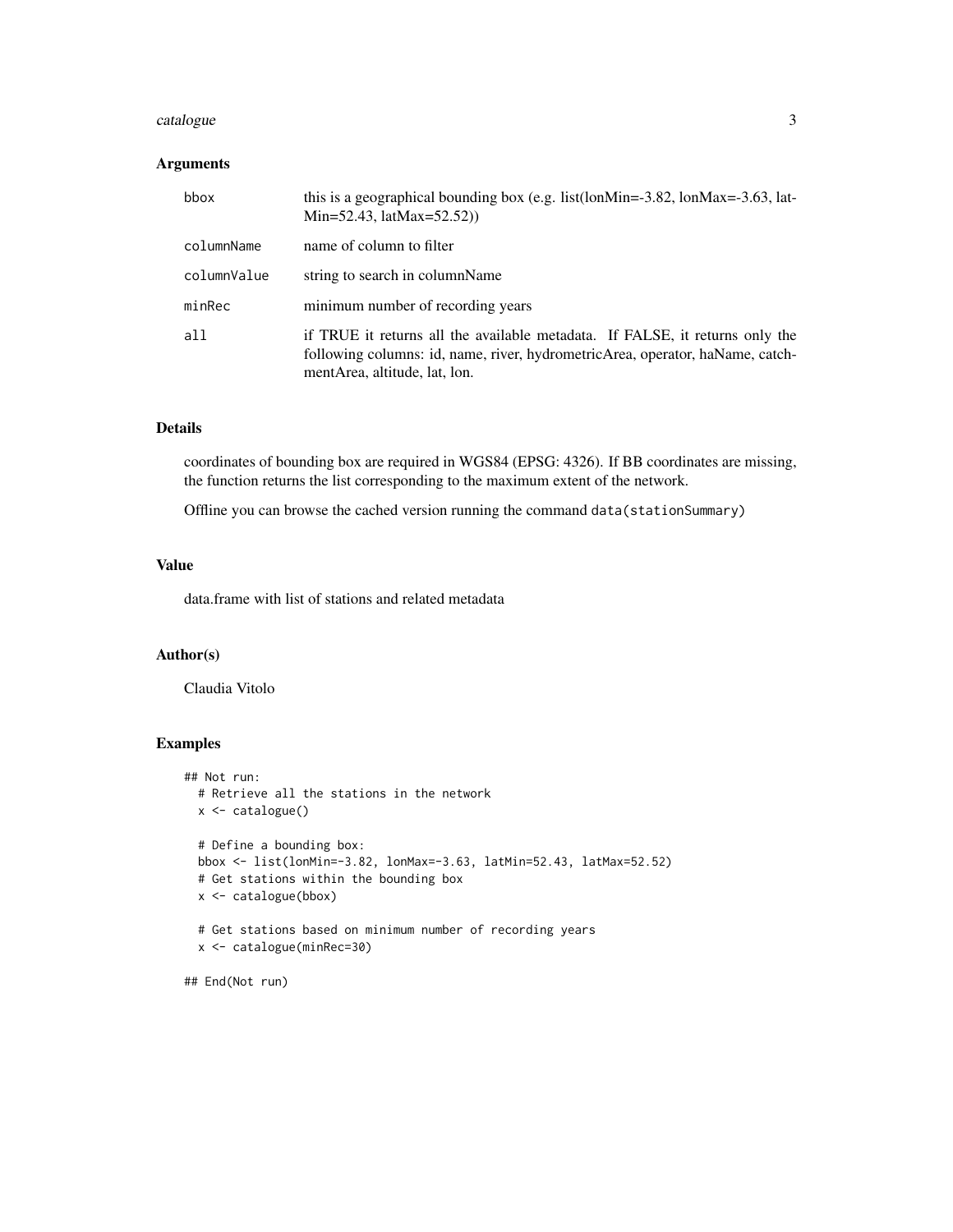### Arguments

| | |
|---|---|
| bbox | this is a geographical bounding box (e.g. list(lonMin=-3.82, lonMax=-3.63, latMin=52.43, latMax=52.52)) |
| columnName | name of column to filter |
| columnValue | string to search in columnName |
| minRec | minimum number of recording years |
| all | if TRUE it returns all the available metadata. If FALSE, it returns only the following columns: id, name, river, hydrometricArea, operator, haName, catchmentArea, altitude, lat, lon. |

### Details

coordinates of bounding box are required in WGS84 (EPSG: 4326). If BB coordinates are missing, the function returns the list corresponding to the maximum extent of the network.

Offline you can browse the cached version running the command `data(stationSummary)`

### Value

data.frame with list of stations and related metadata

### Author(s)

Claudia Vitolo

### Examples

```
## Not run:
  # Retrieve all the stations in the network
  x <- catalogue()

  # Define a bounding box:
  bbox <- list(lonMin=-3.82, lonMax=-3.63, latMin=52.43, latMax=52.52)
  # Get stations within the bounding box
  x <- catalogue(bbox)

  # Get stations based on minimum number of recording years
  x <- catalogue(minRec=30)

## End(Not run)
```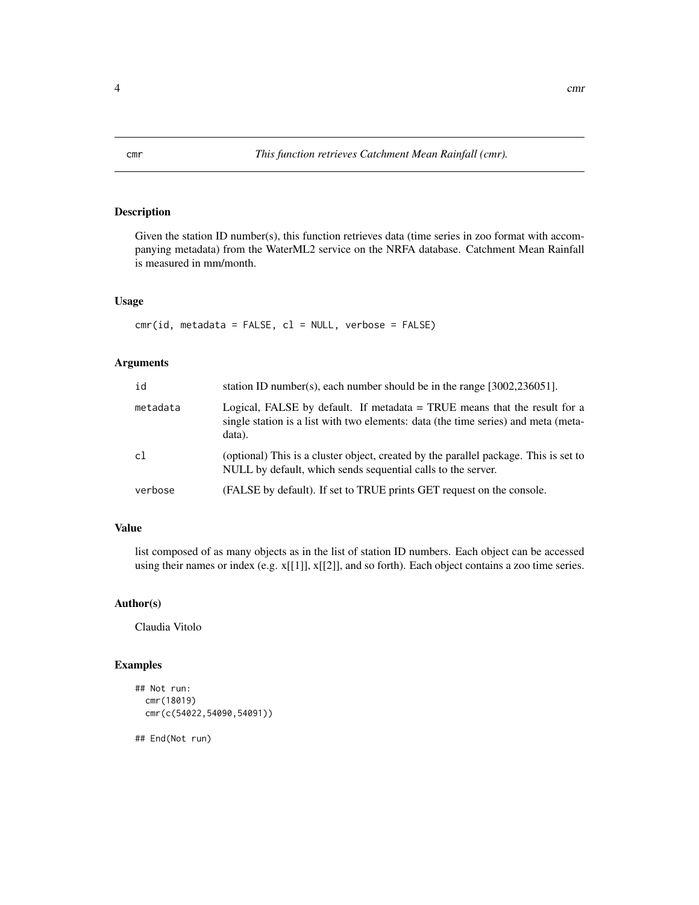# cmr — *This function retrieves Catchment Mean Rainfall (cmr).*

## Description

Given the station ID number(s), this function retrieves data (time series in zoo format with accompanying metadata) from the WaterML2 service on the NRFA database. Catchment Mean Rainfall is measured in mm/month.

## Usage

```
cmr(id, metadata = FALSE, cl = NULL, verbose = FALSE)
```

## Arguments

| | |
|---|---|
| id | station ID number(s), each number should be in the range [3002,236051]. |
| metadata | Logical, FALSE by default. If metadata = TRUE means that the result for a single station is a list with two elements: data (the time series) and meta (metadata). |
| cl | (optional) This is a cluster object, created by the parallel package. This is set to NULL by default, which sends sequential calls to the server. |
| verbose | (FALSE by default). If set to TRUE prints GET request on the console. |

## Value

list composed of as many objects as in the list of station ID numbers. Each object can be accessed using their names or index (e.g. x[[1]], x[[2]], and so forth). Each object contains a zoo time series.

## Author(s)

Claudia Vitolo

## Examples

```
## Not run:
  cmr(18019)
  cmr(c(54022,54090,54091))

## End(Not run)
```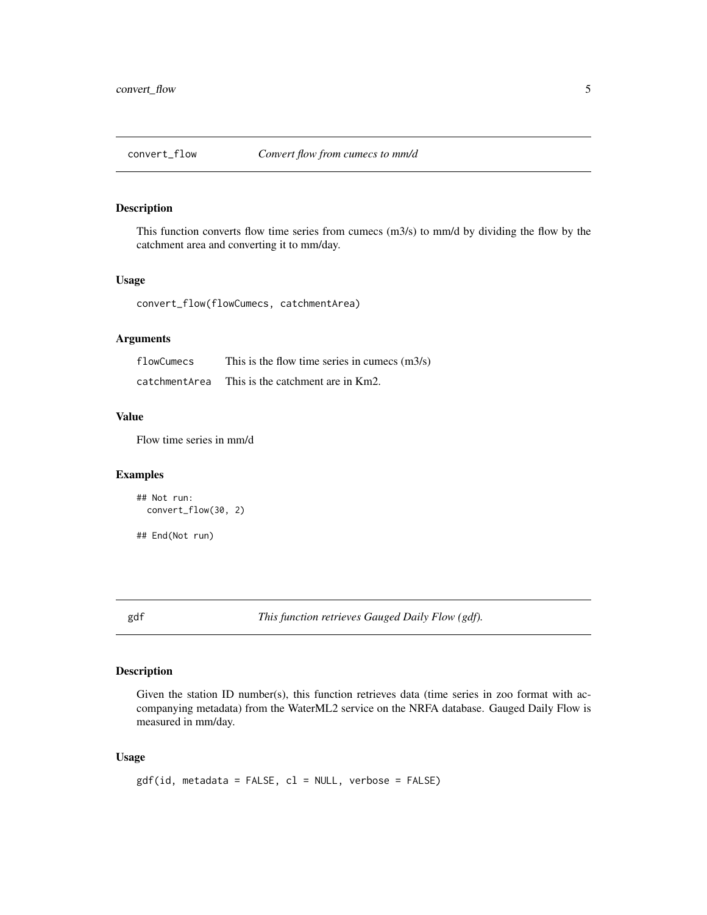## convert_flow — *Convert flow from cumecs to mm/d*

### Description

This function converts flow time series from cumecs (m3/s) to mm/d by dividing the flow by the catchment area and converting it to mm/day.

### Usage

```
convert_flow(flowCumecs, catchmentArea)
```

### Arguments

| | |
|---|---|
| flowCumecs | This is the flow time series in cumecs (m3/s) |
| catchmentArea | This is the catchment are in Km2. |

### Value

Flow time series in mm/d

### Examples

```
## Not run:
  convert_flow(30, 2)

## End(Not run)
```

## gdf — *This function retrieves Gauged Daily Flow (gdf).*

### Description

Given the station ID number(s), this function retrieves data (time series in zoo format with accompanying metadata) from the WaterML2 service on the NRFA database. Gauged Daily Flow is measured in mm/day.

### Usage

```
gdf(id, metadata = FALSE, cl = NULL, verbose = FALSE)
```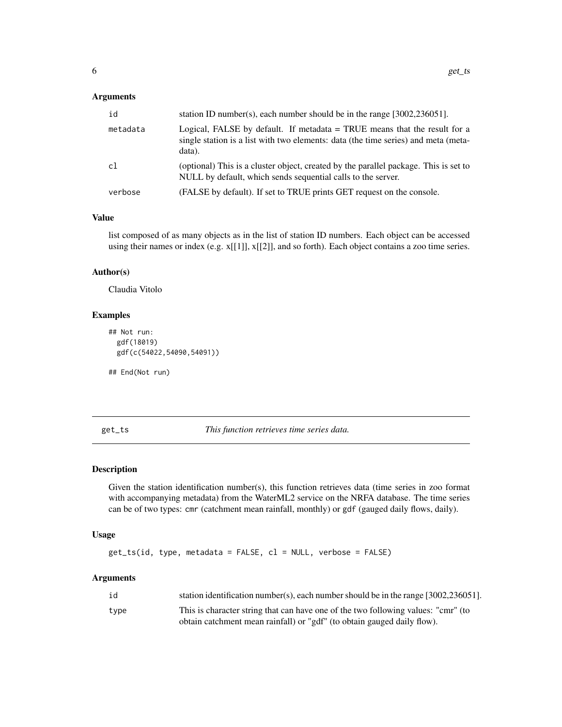### Arguments

| | |
|---|---|
| id | station ID number(s), each number should be in the range [3002,236051]. |
| metadata | Logical, FALSE by default. If metadata = TRUE means that the result for a single station is a list with two elements: data (the time series) and meta (metadata). |
| cl | (optional) This is a cluster object, created by the parallel package. This is set to NULL by default, which sends sequential calls to the server. |
| verbose | (FALSE by default). If set to TRUE prints GET request on the console. |

### Value

list composed of as many objects as in the list of station ID numbers. Each object can be accessed using their names or index (e.g. x[[1]], x[[2]], and so forth). Each object contains a zoo time series.

### Author(s)

Claudia Vitolo

### Examples

```
## Not run:
  gdf(18019)
  gdf(c(54022,54090,54091))

## End(Not run)
```

---

## get_ts *This function retrieves time series data.*

### Description

Given the station identification number(s), this function retrieves data (time series in zoo format with accompanying metadata) from the WaterML2 service on the NRFA database. The time series can be of two types: `cmr` (catchment mean rainfall, monthly) or `gdf` (gauged daily flows, daily).

### Usage

```
get_ts(id, type, metadata = FALSE, cl = NULL, verbose = FALSE)
```

### Arguments

| | |
|---|---|
| id | station identification number(s), each number should be in the range [3002,236051]. |
| type | This is character string that can have one of the two following values: "cmr" (to obtain catchment mean rainfall) or "gdf" (to obtain gauged daily flow). |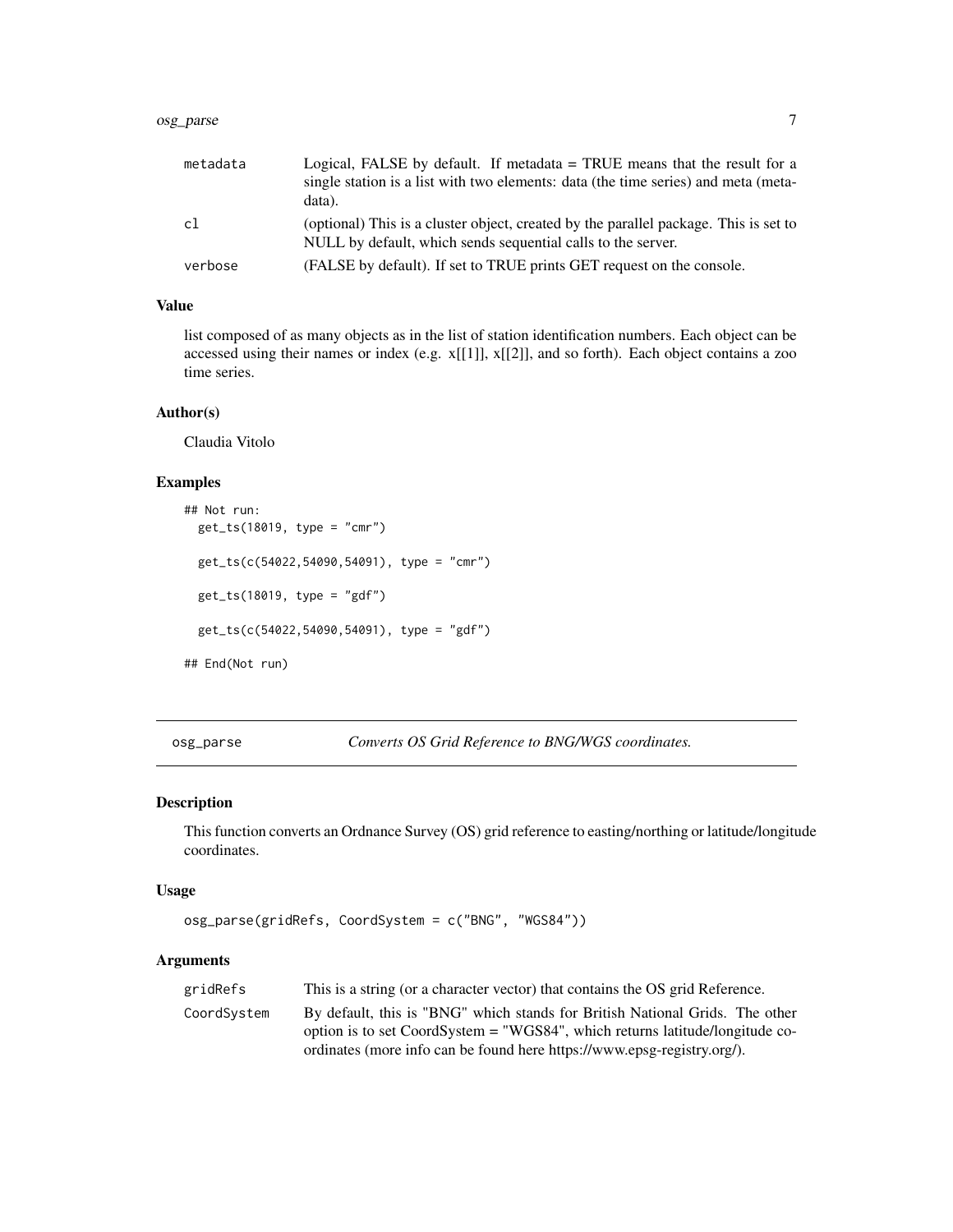| | |
|---|---|
| metadata | Logical, FALSE by default. If metadata = TRUE means that the result for a single station is a list with two elements: data (the time series) and meta (metadata). |
| cl | (optional) This is a cluster object, created by the parallel package. This is set to NULL by default, which sends sequential calls to the server. |
| verbose | (FALSE by default). If set to TRUE prints GET request on the console. |

### Value

list composed of as many objects as in the list of station identification numbers. Each object can be accessed using their names or index (e.g. x[[1]], x[[2]], and so forth). Each object contains a zoo time series.

### Author(s)

Claudia Vitolo

### Examples

```
## Not run:
  get_ts(18019, type = "cmr")

  get_ts(c(54022,54090,54091), type = "cmr")

  get_ts(18019, type = "gdf")

  get_ts(c(54022,54090,54091), type = "gdf")

## End(Not run)
```

---

## osg_parse — *Converts OS Grid Reference to BNG/WGS coordinates.*

### Description

This function converts an Ordnance Survey (OS) grid reference to easting/northing or latitude/longitude coordinates.

### Usage

```
osg_parse(gridRefs, CoordSystem = c("BNG", "WGS84"))
```

### Arguments

| | |
|---|---|
| gridRefs | This is a string (or a character vector) that contains the OS grid Reference. |
| CoordSystem | By default, this is "BNG" which stands for British National Grids. The other option is to set CoordSystem = "WGS84", which returns latitude/longitude coordinates (more info can be found here https://www.epsg-registry.org/). |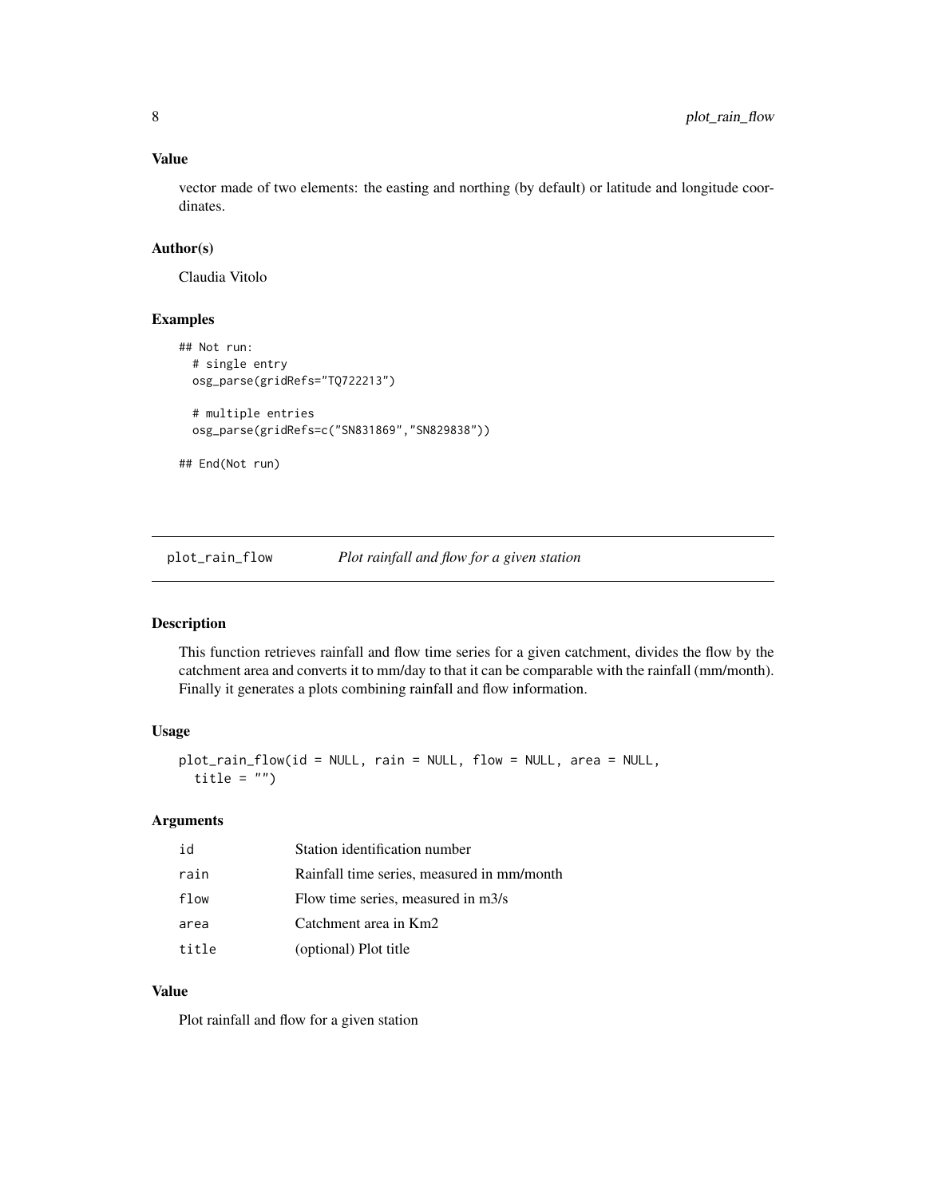### Value

vector made of two elements: the easting and northing (by default) or latitude and longitude coordinates.

### Author(s)

Claudia Vitolo

### Examples

```
## Not run:
  # single entry
  osg_parse(gridRefs="TQ722213")

  # multiple entries
  osg_parse(gridRefs=c("SN831869","SN829838"))

## End(Not run)
```

---

## plot_rain_flow    *Plot rainfall and flow for a given station*

---

### Description

This function retrieves rainfall and flow time series for a given catchment, divides the flow by the catchment area and converts it to mm/day to that it can be comparable with the rainfall (mm/month). Finally it generates a plots combining rainfall and flow information.

### Usage

```
plot_rain_flow(id = NULL, rain = NULL, flow = NULL, area = NULL,
  title = "")
```

### Arguments

| | |
|---|---|
| id | Station identification number |
| rain | Rainfall time series, measured in mm/month |
| flow | Flow time series, measured in m3/s |
| area | Catchment area in Km2 |
| title | (optional) Plot title |

### Value

Plot rainfall and flow for a given station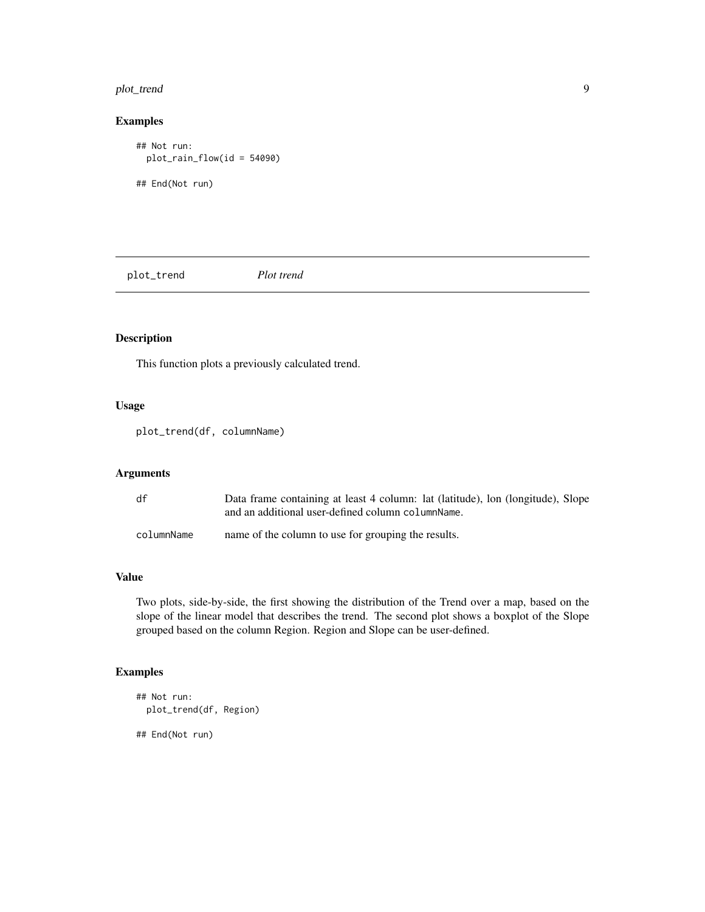### Examples

```
## Not run:
  plot_rain_flow(id = 54090)

## End(Not run)
```

## plot_trend &nbsp;&nbsp;&nbsp;&nbsp;&nbsp;&nbsp; *Plot trend*

### Description

This function plots a previously calculated trend.

### Usage

```
plot_trend(df, columnName)
```

### Arguments

| | |
|---|---|
| df | Data frame containing at least 4 column: lat (latitude), lon (longitude), Slope and an additional user-defined column `columnName`. |
| columnName | name of the column to use for grouping the results. |

### Value

Two plots, side-by-side, the first showing the distribution of the Trend over a map, based on the slope of the linear model that describes the trend. The second plot shows a boxplot of the Slope grouped based on the column Region. Region and Slope can be user-defined.

### Examples

```
## Not run:
  plot_trend(df, Region)

## End(Not run)
```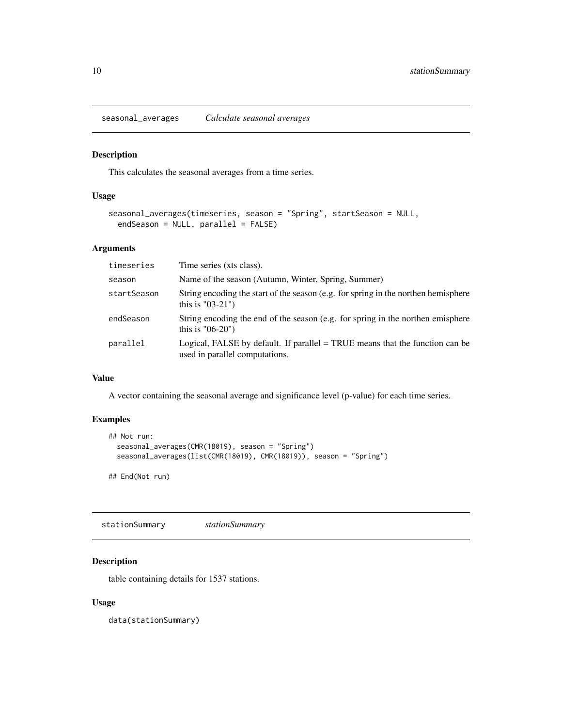## seasonal_averages — *Calculate seasonal averages*

### Description

This calculates the seasonal averages from a time series.

### Usage

```
seasonal_averages(timeseries, season = "Spring", startSeason = NULL,
  endSeason = NULL, parallel = FALSE)
```

### Arguments

| | |
|---|---|
| `timeseries` | Time series (xts class). |
| `season` | Name of the season (Autumn, Winter, Spring, Summer) |
| `startSeason` | String encoding the start of the season (e.g. for spring in the northen hemisphere this is "03-21") |
| `endSeason` | String encoding the end of the season (e.g. for spring in the northen emisphere this is "06-20") |
| `parallel` | Logical, FALSE by default. If parallel = TRUE means that the function can be used in parallel computations. |

### Value

A vector containing the seasonal average and significance level (p-value) for each time series.

### Examples

```
## Not run:
  seasonal_averages(CMR(18019), season = "Spring")
  seasonal_averages(list(CMR(18019), CMR(18019)), season = "Spring")

## End(Not run)
```

## stationSummary — *stationSummary*

### Description

table containing details for 1537 stations.

### Usage

```
data(stationSummary)
```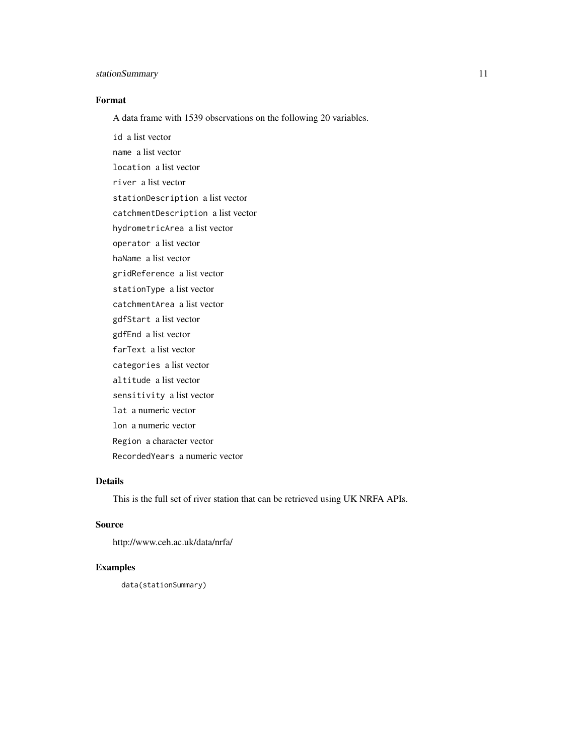### Format

A data frame with 1539 observations on the following 20 variables.

- `id` a list vector
- `name` a list vector
- `location` a list vector
- `river` a list vector
- `stationDescription` a list vector
- `catchmentDescription` a list vector
- `hydrometricArea` a list vector
- `operator` a list vector
- `haName` a list vector
- `gridReference` a list vector
- `stationType` a list vector
- `catchmentArea` a list vector
- `gdfStart` a list vector
- `gdfEnd` a list vector
- `farText` a list vector
- `categories` a list vector
- `altitude` a list vector
- `sensitivity` a list vector
- `lat` a numeric vector
- `lon` a numeric vector
- `Region` a character vector
- `RecordedYears` a numeric vector

### Details

This is the full set of river station that can be retrieved using UK NRFA APIs.

### Source

http://www.ceh.ac.uk/data/nrfa/

### Examples

```
data(stationSummary)
```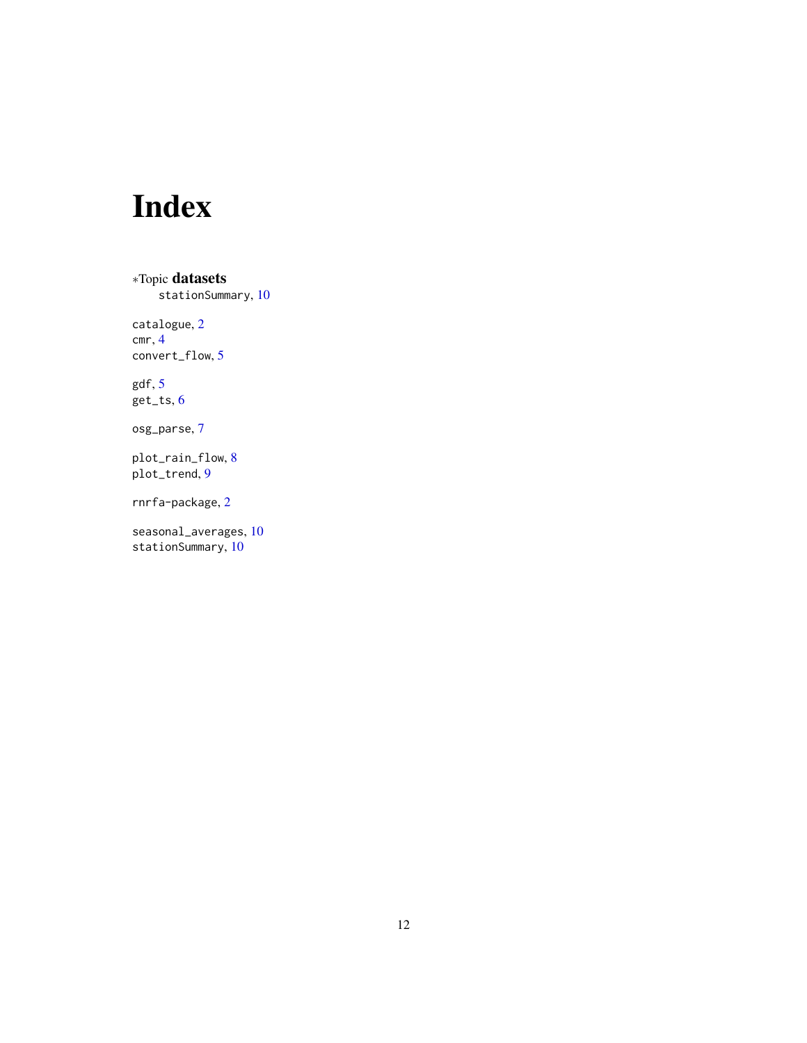# Index

∗Topic **datasets**

stationSummary, 10

catalogue, 2
cmr, 4
convert_flow, 5

gdf, 5
get_ts, 6

osg_parse, 7

plot_rain_flow, 8
plot_trend, 9

rnrfa-package, 2

seasonal_averages, 10
stationSummary, 10